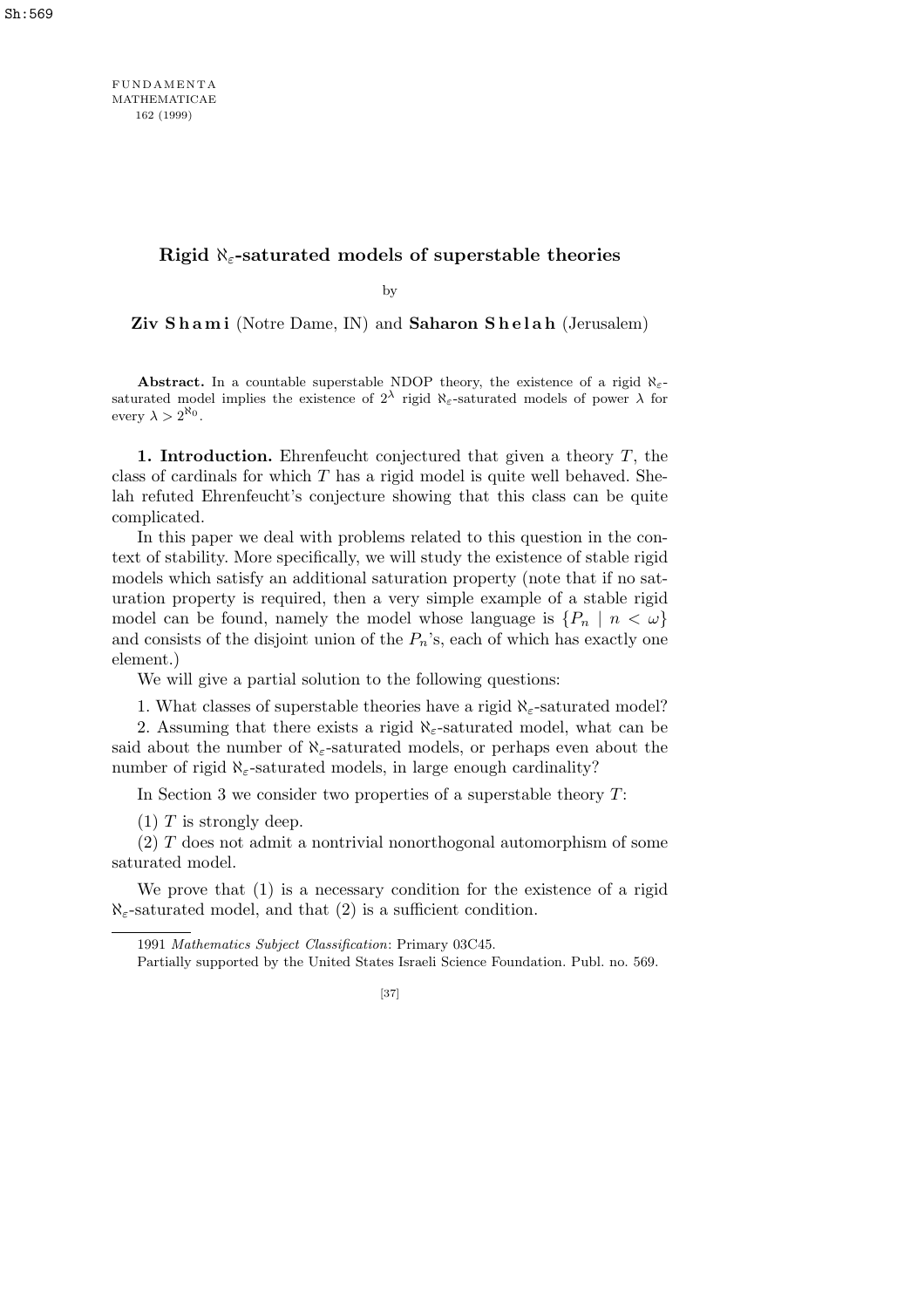# Rigid $\aleph_\varepsilon$-saturated models of superstable theories

by

**Ziv Shami** (Notre Dame, IN) and **Saharon Shelah** (Jerusalem)

**Abstract.** In a countable superstable NDOP theory, the existence of a rigid $\aleph_\varepsilon$-saturated model implies the existence of $2^\lambda$ rigid $\aleph_\varepsilon$-saturated models of power $\lambda$ for every $\lambda > 2^{\aleph_0}$.

**1. Introduction.** Ehrenfeucht conjectured that given a theory $T$, the class of cardinals for which $T$ has a rigid model is quite well behaved. Shelah refuted Ehrenfeucht's conjecture showing that this class can be quite complicated.

In this paper we deal with problems related to this question in the context of stability. More specifically, we will study the existence of stable rigid models which satisfy an additional saturation property (note that if no saturation property is required, then a very simple example of a stable rigid model can be found, namely the model whose language is $\{P_n \mid n < \omega\}$ and consists of the disjoint union of the $P_n$'s, each of which has exactly one element.)

We will give a partial solution to the following questions:

1. What classes of superstable theories have a rigid $\aleph_\varepsilon$-saturated model?

2. Assuming that there exists a rigid $\aleph_\varepsilon$-saturated model, what can be said about the number of $\aleph_\varepsilon$-saturated models, or perhaps even about the number of rigid $\aleph_\varepsilon$-saturated models, in large enough cardinality?

In Section 3 we consider two properties of a superstable theory $T$:

(1) $T$ is strongly deep.

(2) $T$ does not admit a nontrivial nonorthogonal automorphism of some saturated model.

We prove that (1) is a necessary condition for the existence of a rigid $\aleph_\varepsilon$-saturated model, and that (2) is a sufficient condition.

---

1991 *Mathematics Subject Classification*: Primary 03C45.

Partially supported by the United States Israeli Science Foundation. Publ. no. 569.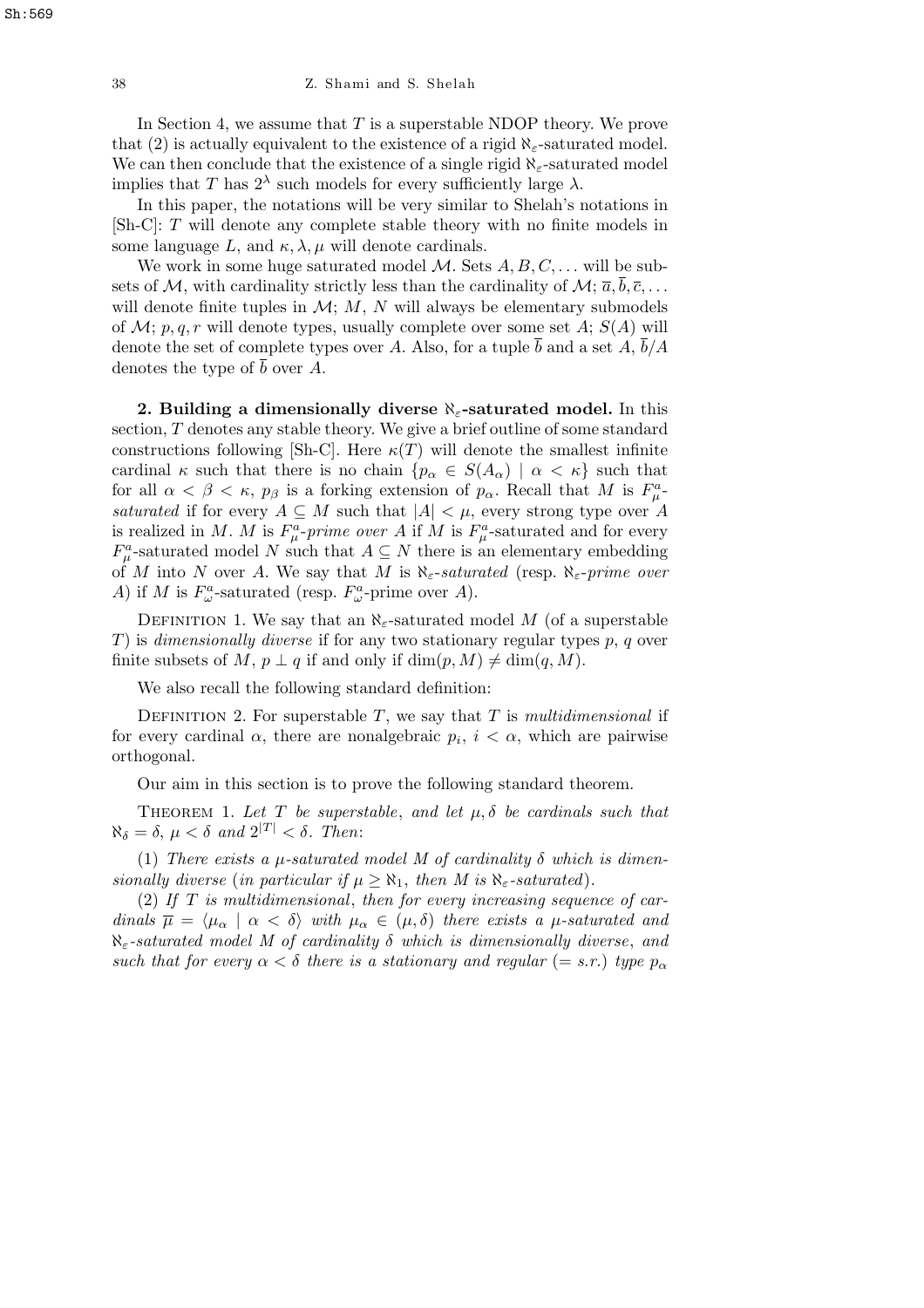In Section 4, we assume that $T$ is a superstable NDOP theory. We prove that (2) is actually equivalent to the existence of a rigid $\aleph_\varepsilon$-saturated model. We can then conclude that the existence of a single rigid $\aleph_\varepsilon$-saturated model implies that $T$ has $2^\lambda$ such models for every sufficiently large $\lambda$.

In this paper, the notations will be very similar to Shelah's notations in [Sh-C]: $T$ will denote any complete stable theory with no finite models in some language $L$, and $\kappa, \lambda, \mu$ will denote cardinals.

We work in some huge saturated model $\mathcal{M}$. Sets $A, B, C, \ldots$ will be subsets of $\mathcal{M}$, with cardinality strictly less than the cardinality of $\mathcal{M}$; $\overline{a}, \overline{b}, \overline{c}, \ldots$ will denote finite tuples in $\mathcal{M}$; $M$, $N$ will always be elementary submodels of $\mathcal{M}$; $p, q, r$ will denote types, usually complete over some set $A$; $S(A)$ will denote the set of complete types over $A$. Also, for a tuple $\overline{b}$ and a set $A$, $\overline{b}/A$ denotes the type of $\overline{b}$ over $A$.

**2. Building a dimensionally diverse $\aleph_\varepsilon$-saturated model.** In this section, $T$ denotes any stable theory. We give a brief outline of some standard constructions following [Sh-C]. Here $\kappa(T)$ will denote the smallest infinite cardinal $\kappa$ such that there is no chain $\{p_\alpha \in S(A_\alpha) \mid \alpha < \kappa\}$ such that for all $\alpha < \beta < \kappa$, $p_\beta$ is a forking extension of $p_\alpha$. Recall that $M$ is *$F^a_\mu$-saturated* if for every $A \subseteq M$ such that $|A| < \mu$, every strong type over $A$ is realized in $M$. $M$ is *$F^a_\mu$-prime over $A$* if $M$ is $F^a_\mu$-saturated and for every $F^a_\mu$-saturated model $N$ such that $A \subseteq N$ there is an elementary embedding of $M$ into $N$ over $A$. We say that $M$ is *$\aleph_\varepsilon$-saturated* (resp. *$\aleph_\varepsilon$-prime over $A$*) if $M$ is $F^a_\omega$-saturated (resp. $F^a_\omega$-prime over $A$).

Definition 1. We say that an $\aleph_\varepsilon$-saturated model $M$ (of a superstable $T$) is *dimensionally diverse* if for any two stationary regular types $p$, $q$ over finite subsets of $M$, $p \perp q$ if and only if $\dim(p, M) \neq \dim(q, M)$.

We also recall the following standard definition:

Definition 2. For superstable $T$, we say that $T$ is *multidimensional* if for every cardinal $\alpha$, there are nonalgebraic $p_i$, $i < \alpha$, which are pairwise orthogonal.

Our aim in this section is to prove the following standard theorem.

Theorem 1. *Let $T$ be superstable, and let $\mu, \delta$ be cardinals such that $\aleph_\delta = \delta$, $\mu < \delta$ and $2^{|T|} < \delta$. Then*:

(1) *There exists a $\mu$-saturated model $M$ of cardinality $\delta$ which is dimensionally diverse* (*in particular if $\mu \geq \aleph_1$, then $M$ is $\aleph_\varepsilon$-saturated*).

(2) *If $T$ is multidimensional, then for every increasing sequence of cardinals $\overline{\mu} = \langle \mu_\alpha \mid \alpha < \delta \rangle$ with $\mu_\alpha \in (\mu, \delta)$ there exists a $\mu$-saturated and $\aleph_\varepsilon$-saturated model $M$ of cardinality $\delta$ which is dimensionally diverse, and such that for every $\alpha < \delta$ there is a stationary and regular* ($=$ *s.r.*) *type $p_\alpha$*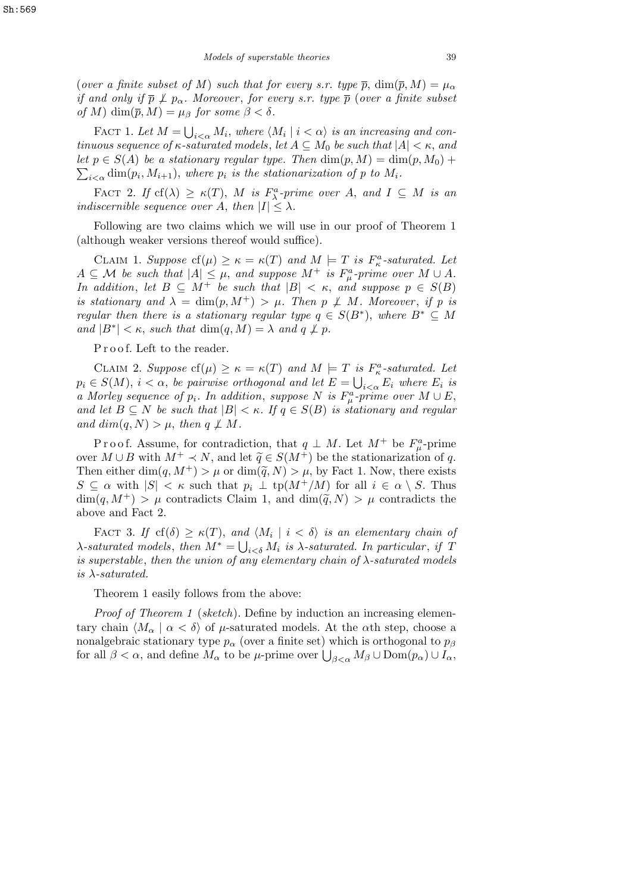(*over a finite subset of* $M$) *such that for every s.r. type* $\overline{p}$, $\dim(\overline{p}, M) = \mu_\alpha$ *if and only if* $\overline{p} \not\perp p_\alpha$. *Moreover*, *for every s.r. type* $\overline{p}$ (*over a finite subset of* $M$) $\dim(\overline{p}, M) = \mu_\beta$ *for some* $\beta < \delta$.

FACT 1. *Let* $M = \bigcup_{i<\alpha} M_i$, *where* $\langle M_i \mid i < \alpha\rangle$ *is an increasing and continuous sequence of* $\kappa$-*saturated models*, *let* $A \subseteq M_0$ *be such that* $|A| < \kappa$, *and let* $p \in S(A)$ *be a stationary regular type. Then* $\dim(p, M) = \dim(p, M_0) + \sum_{i<\alpha} \dim(p_i, M_{i+1})$, *where* $p_i$ *is the stationarization of* $p$ *to* $M_i$.

FACT 2. *If* $\mathrm{cf}(\lambda) \geq \kappa(T)$, $M$ *is* $F^a_\lambda$-*prime over* $A$, *and* $I \subseteq M$ *is an indiscernible sequence over* $A$, *then* $|I| \leq \lambda$.

Following are two claims which we will use in our proof of Theorem 1 (although weaker versions thereof would suffice).

CLAIM 1. *Suppose* $\mathrm{cf}(\mu) \geq \kappa = \kappa(T)$ *and* $M \models T$ *is* $F^a_\kappa$-*saturated. Let* $A \subseteq \mathcal{M}$ *be such that* $|A| \leq \mu$, *and suppose* $M^+$ *is* $F^a_\mu$-*prime over* $M \cup A$. *In addition*, *let* $B \subseteq M^+$ *be such that* $|B| < \kappa$, *and suppose* $p \in S(B)$ *is stationary and* $\lambda = \dim(p, M^+) > \mu$. *Then* $p \not\perp M$. *Moreover*, *if* $p$ *is regular then there is a stationary regular type* $q \in S(B^*)$, *where* $B^* \subseteq M$ *and* $|B^*| < \kappa$, *such that* $\dim(q, M) = \lambda$ *and* $q \not\perp p$.

Proof. Left to the reader.

CLAIM 2. *Suppose* $\mathrm{cf}(\mu) \geq \kappa = \kappa(T)$ *and* $M \models T$ *is* $F^a_\kappa$-*saturated. Let* $p_i \in S(M)$, $i < \alpha$, *be pairwise orthogonal and let* $E = \bigcup_{i<\alpha} E_i$ *where* $E_i$ *is a Morley sequence of* $p_i$. *In addition*, *suppose* $N$ *is* $F^a_\mu$-*prime over* $M \cup E$, *and let* $B \subseteq N$ *be such that* $|B| < \kappa$. *If* $q \in S(B)$ *is stationary and regular and* $\dim(q, N) > \mu$, *then* $q \not\perp M$.

Proof. Assume, for contradiction, that $q \perp M$. Let $M^+$ be $F^a_\mu$-prime over $M \cup B$ with $M^+ \prec N$, and let $\widetilde{q} \in S(M^+)$ be the stationarization of $q$. Then either $\dim(q, M^+) > \mu$ or $\dim(\widetilde{q}, N) > \mu$, by Fact 1. Now, there exists $S \subseteq \alpha$ with $|S| < \kappa$ such that $p_i \perp \mathrm{tp}(M^+/M)$ for all $i \in \alpha \setminus S$. Thus $\dim(q, M^+) > \mu$ contradicts Claim 1, and $\dim(\widetilde{q}, N) > \mu$ contradicts the above and Fact 2.

FACT 3. *If* $\mathrm{cf}(\delta) \geq \kappa(T)$, *and* $\langle M_i \mid i < \delta\rangle$ *is an elementary chain of* $\lambda$-*saturated models*, *then* $M^* = \bigcup_{i<\delta} M_i$ *is* $\lambda$-*saturated. In particular*, *if* $T$ *is superstable*, *then the union of any elementary chain of* $\lambda$-*saturated models is* $\lambda$-*saturated.*

Theorem 1 easily follows from the above:

*Proof of Theorem 1* (*sketch*). Define by induction an increasing elementary chain $\langle M_\alpha \mid \alpha < \delta\rangle$ of $\mu$-saturated models. At the $\alpha$th step, choose a nonalgebraic stationary type $p_\alpha$ (over a finite set) which is orthogonal to $p_\beta$ for all $\beta < \alpha$, and define $M_\alpha$ to be $\mu$-prime over $\bigcup_{\beta<\alpha} M_\beta \cup \mathrm{Dom}(p_\alpha) \cup I_\alpha$,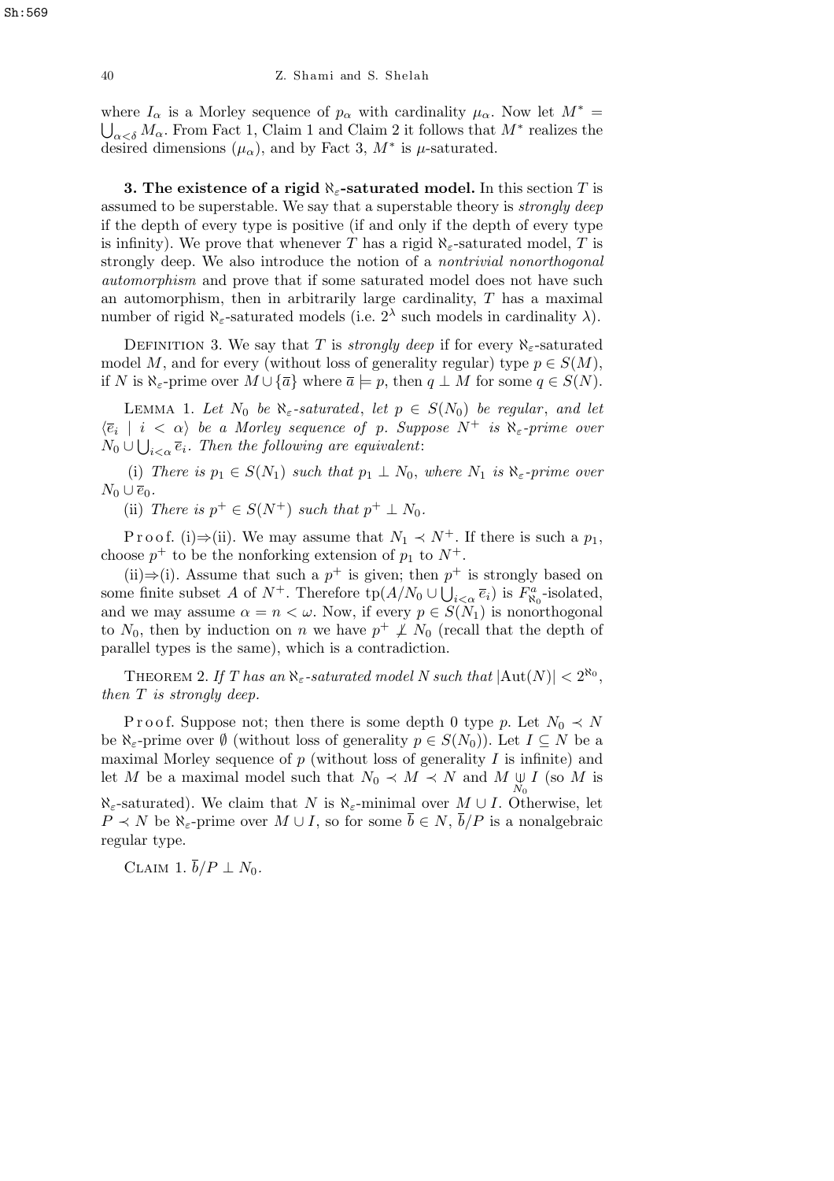where $I_\alpha$ is a Morley sequence of $p_\alpha$ with cardinality $\mu_\alpha$. Now let $M^* = \bigcup_{\alpha<\delta} M_\alpha$. From Fact 1, Claim 1 and Claim 2 it follows that $M^*$ realizes the desired dimensions $(\mu_\alpha)$, and by Fact 3, $M^*$ is $\mu$-saturated.

**3. The existence of a rigid $\aleph_\varepsilon$-saturated model.** In this section $T$ is assumed to be superstable. We say that a superstable theory is *strongly deep* if the depth of every type is positive (if and only if the depth of every type is infinity). We prove that whenever $T$ has a rigid $\aleph_\varepsilon$-saturated model, $T$ is strongly deep. We also introduce the notion of a *nontrivial nonorthogonal automorphism* and prove that if some saturated model does not have such an automorphism, then in arbitrarily large cardinality, $T$ has a maximal number of rigid $\aleph_\varepsilon$-saturated models (i.e. $2^\lambda$ such models in cardinality $\lambda$).

Definition 3. We say that $T$ is *strongly deep* if for every $\aleph_\varepsilon$-saturated model $M$, and for every (without loss of generality regular) type $p \in S(M)$, if $N$ is $\aleph_\varepsilon$-prime over $M \cup \{\overline{a}\}$ where $\overline{a} \models p$, then $q \perp M$ for some $q \in S(N)$.

Lemma 1. *Let $N_0$ be $\aleph_\varepsilon$-saturated, let $p \in S(N_0)$ be regular, and let $\langle \overline{e}_i \mid i < \alpha \rangle$ be a Morley sequence of $p$. Suppose $N^+$ is $\aleph_\varepsilon$-prime over $N_0 \cup \bigcup_{i<\alpha} \overline{e}_i$. Then the following are equivalent*:

(i) *There is $p_1 \in S(N_1)$ such that $p_1 \perp N_0$, where $N_1$ is $\aleph_\varepsilon$-prime over $N_0 \cup \overline{e}_0$.*

(ii) *There is $p^+ \in S(N^+)$ such that $p^+ \perp N_0$.*

Proof. (i)$\Rightarrow$(ii). We may assume that $N_1 \prec N^+$. If there is such a $p_1$, choose $p^+$ to be the nonforking extension of $p_1$ to $N^+$.

(ii)$\Rightarrow$(i). Assume that such a $p^+$ is given; then $p^+$ is strongly based on some finite subset $A$ of $N^+$. Therefore $\mathrm{tp}(A/N_0 \cup \bigcup_{i<\alpha} \overline{e}_i)$ is $F^a_{\aleph_0}$-isolated, and we may assume $\alpha = n < \omega$. Now, if every $p \in S(N_1)$ is nonorthogonal to $N_0$, then by induction on $n$ we have $p^+ \not\perp N_0$ (recall that the depth of parallel types is the same), which is a contradiction.

Theorem 2. *If $T$ has an $\aleph_\varepsilon$-saturated model $N$ such that $|\mathrm{Aut}(N)| < 2^{\aleph_0}$, then $T$ is strongly deep.*

Proof. Suppose not; then there is some depth 0 type $p$. Let $N_0 \prec N$ be $\aleph_\varepsilon$-prime over $\emptyset$ (without loss of generality $p \in S(N_0)$). Let $I \subseteq N$ be a maximal Morley sequence of $p$ (without loss of generality $I$ is infinite) and let $M$ be a maximal model such that $N_0 \prec M \prec N$ and $M \underset{N_0}{\downarrow} I$ (so $M$ is $\aleph_\varepsilon$-saturated). We claim that $N$ is $\aleph_\varepsilon$-minimal over $M \cup I$. Otherwise, let $P \prec N$ be $\aleph_\varepsilon$-prime over $M \cup I$, so for some $\overline{b} \in N$, $\overline{b}/P$ is a nonalgebraic regular type.

Claim 1. $\overline{b}/P \perp N_0$.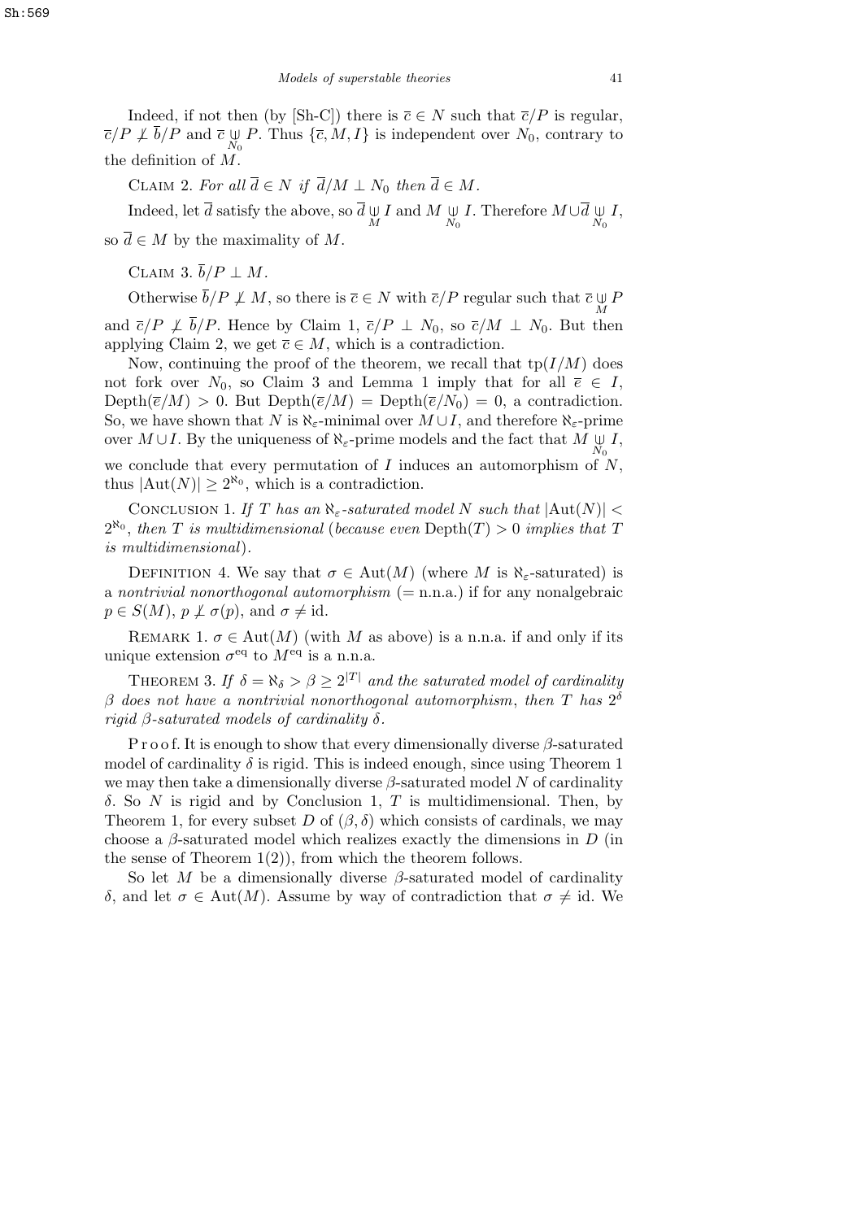Indeed, if not then (by [Sh-C]) there is $\overline{c} \in N$ such that $\overline{c}/P$ is regular, $\overline{c}/P \not\perp \overline{b}/P$ and $\overline{c} \underset{N_0}{\bigcup} P$. Thus $\{\overline{c}, M, I\}$ is independent over $N_0$, contrary to the definition of $M$.

Claim 2. *For all $\overline{d} \in N$ if $\overline{d}/M \perp N_0$ then $\overline{d} \in M$.*

Indeed, let $\overline{d}$ satisfy the above, so $\overline{d} \underset{M}{\bigcup} I$ and $M \underset{N_0}{\bigcup} I$. Therefore $M \cup \overline{d} \underset{N_0}{\bigcup} I$, so $\overline{d} \in M$ by the maximality of $M$.

Claim 3. $\overline{b}/P \perp M$.

Otherwise $\overline{b}/P \not\perp M$, so there is $\overline{c} \in N$ with $\overline{c}/P$ regular such that $\overline{c} \underset{M}{\bigcup} P$ and $\overline{c}/P \not\perp \overline{b}/P$. Hence by Claim 1, $\overline{c}/P \perp N_0$, so $\overline{c}/M \perp N_0$. But then applying Claim 2, we get $\overline{c} \in M$, which is a contradiction.

Now, continuing the proof of the theorem, we recall that $\mathrm{tp}(I/M)$ does not fork over $N_0$, so Claim 3 and Lemma 1 imply that for all $\overline{e} \in I$, $\mathrm{Depth}(\overline{e}/M) > 0$. But $\mathrm{Depth}(\overline{e}/M) = \mathrm{Depth}(\overline{e}/N_0) = 0$, a contradiction. So, we have shown that $N$ is $\aleph_\varepsilon$-minimal over $M \cup I$, and therefore $\aleph_\varepsilon$-prime over $M \cup I$. By the uniqueness of $\aleph_\varepsilon$-prime models and the fact that $M \underset{N_0}{\bigcup} I$, we conclude that every permutation of $I$ induces an automorphism of $N$, thus $|\mathrm{Aut}(N)| \geq 2^{\aleph_0}$, which is a contradiction.

Conclusion 1. *If $T$ has an $\aleph_\varepsilon$-saturated model $N$ such that $|\mathrm{Aut}(N)| < 2^{\aleph_0}$, then $T$ is multidimensional* (*because even* $\mathrm{Depth}(T) > 0$ *implies that $T$ is multidimensional*).

Definition 4. We say that $\sigma \in \mathrm{Aut}(M)$ (where $M$ is $\aleph_\varepsilon$-saturated) is a *nontrivial nonorthogonal automorphism* (= n.n.a.) if for any nonalgebraic $p \in S(M)$, $p \not\perp \sigma(p)$, and $\sigma \neq \mathrm{id}$.

Remark 1. $\sigma \in \mathrm{Aut}(M)$ (with $M$ as above) is a n.n.a. if and only if its unique extension $\sigma^{\mathrm{eq}}$ to $M^{\mathrm{eq}}$ is a n.n.a.

Theorem 3. *If $\delta = \aleph_\delta > \beta \geq 2^{|T|}$ and the saturated model of cardinality $\beta$ does not have a nontrivial nonorthogonal automorphism*, *then $T$ has $2^\delta$ rigid $\beta$-saturated models of cardinality $\delta$.*

Proof. It is enough to show that every dimensionally diverse $\beta$-saturated model of cardinality $\delta$ is rigid. This is indeed enough, since using Theorem 1 we may then take a dimensionally diverse $\beta$-saturated model $N$ of cardinality $\delta$. So $N$ is rigid and by Conclusion 1, $T$ is multidimensional. Then, by Theorem 1, for every subset $D$ of $(\beta, \delta)$ which consists of cardinals, we may choose a $\beta$-saturated model which realizes exactly the dimensions in $D$ (in the sense of Theorem 1(2)), from which the theorem follows.

So let $M$ be a dimensionally diverse $\beta$-saturated model of cardinality $\delta$, and let $\sigma \in \mathrm{Aut}(M)$. Assume by way of contradiction that $\sigma \neq \mathrm{id}$. We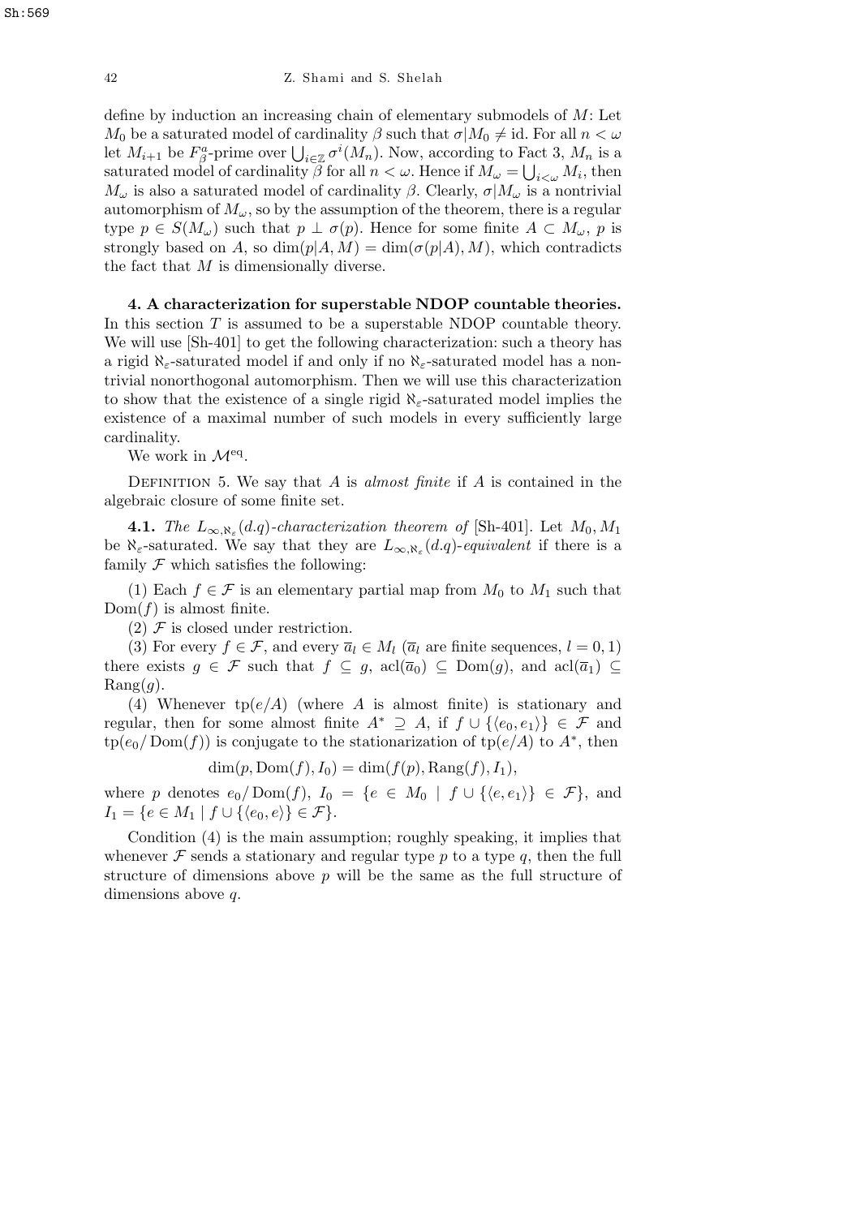define by induction an increasing chain of elementary submodels of $M$: Let $M_0$ be a saturated model of cardinality $\beta$ such that $\sigma|M_0 \neq \mathrm{id}$. For all $n < \omega$ let $M_{i+1}$ be $F^a_\beta$-prime over $\bigcup_{i\in\mathbb{Z}} \sigma^i(M_n)$. Now, according to Fact 3, $M_n$ is a saturated model of cardinality $\beta$ for all $n < \omega$. Hence if $M_\omega = \bigcup_{i<\omega} M_i$, then $M_\omega$ is also a saturated model of cardinality $\beta$. Clearly, $\sigma|M_\omega$ is a nontrivial automorphism of $M_\omega$, so by the assumption of the theorem, there is a regular type $p \in S(M_\omega)$ such that $p \perp \sigma(p)$. Hence for some finite $A \subset M_\omega$, $p$ is strongly based on $A$, so $\dim(p|A, M) = \dim(\sigma(p|A), M)$, which contradicts the fact that $M$ is dimensionally diverse.

**4. A characterization for superstable NDOP countable theories.** In this section $T$ is assumed to be a superstable NDOP countable theory. We will use [Sh-401] to get the following characterization: such a theory has a rigid $\aleph_\varepsilon$-saturated model if and only if no $\aleph_\varepsilon$-saturated model has a nontrivial nonorthogonal automorphism. Then we will use this characterization to show that the existence of a single rigid $\aleph_\varepsilon$-saturated model implies the existence of a maximal number of such models in every sufficiently large cardinality.

We work in $\mathcal{M}^{\mathrm{eq}}$.

Definition 5. We say that $A$ is *almost finite* if $A$ is contained in the algebraic closure of some finite set.

**4.1.** *The $L_{\infty,\aleph_\varepsilon}(d.q)$-characterization theorem of* [Sh-401]. Let $M_0, M_1$ be $\aleph_\varepsilon$-saturated. We say that they are $L_{\infty,\aleph_\varepsilon}(d.q)$*-equivalent* if there is a family $\mathcal{F}$ which satisfies the following:

(1) Each $f \in \mathcal{F}$ is an elementary partial map from $M_0$ to $M_1$ such that $\mathrm{Dom}(f)$ is almost finite.

(2) $\mathcal{F}$ is closed under restriction.

(3) For every $f \in \mathcal{F}$, and every $\overline{a}_l \in M_l$ ($\overline{a}_l$ are finite sequences, $l = 0, 1$) there exists $g \in \mathcal{F}$ such that $f \subseteq g$, $\mathrm{acl}(\overline{a}_0) \subseteq \mathrm{Dom}(g)$, and $\mathrm{acl}(\overline{a}_1) \subseteq \mathrm{Rang}(g)$.

(4) Whenever $\mathrm{tp}(e/A)$ (where $A$ is almost finite) is stationary and regular, then for some almost finite $A^* \supseteq A$, if $f \cup \{\langle e_0, e_1\rangle\} \in \mathcal{F}$ and $\mathrm{tp}(e_0/\mathrm{Dom}(f))$ is conjugate to the stationarization of $\mathrm{tp}(e/A)$ to $A^*$, then

$$\dim(p, \mathrm{Dom}(f), I_0) = \dim(f(p), \mathrm{Rang}(f), I_1),$$

where $p$ denotes $e_0/\mathrm{Dom}(f)$, $I_0 = \{e \in M_0 \mid f \cup \{\langle e, e_1\rangle\} \in \mathcal{F}\}$, and $I_1 = \{e \in M_1 \mid f \cup \{\langle e_0, e\rangle\} \in \mathcal{F}\}$.

Condition (4) is the main assumption; roughly speaking, it implies that whenever $\mathcal{F}$ sends a stationary and regular type $p$ to a type $q$, then the full structure of dimensions above $p$ will be the same as the full structure of dimensions above $q$.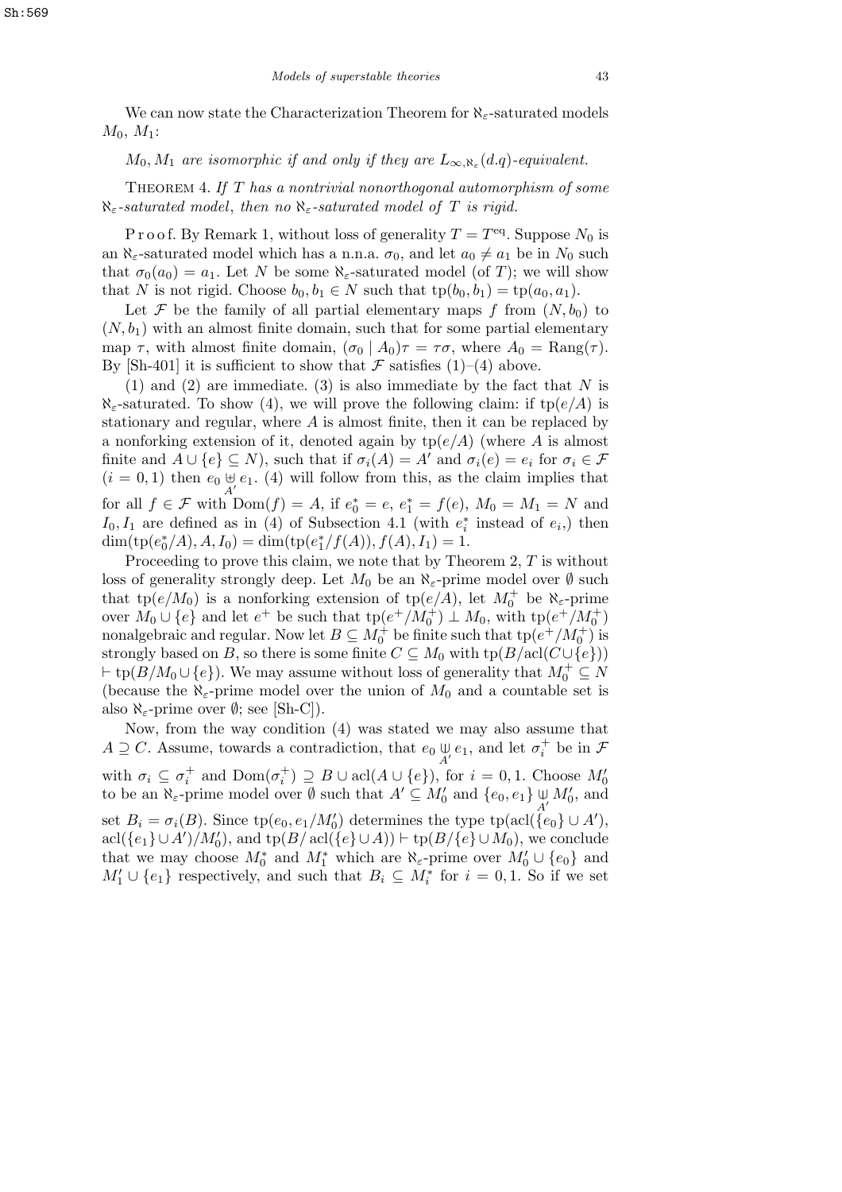We can now state the Characterization Theorem for $\aleph_\varepsilon$-saturated models $M_0$, $M_1$:

*$M_0, M_1$ are isomorphic if and only if they are $L_{\infty,\aleph_\varepsilon}(d.q)$-equivalent.*

Theorem 4. *If $T$ has a nontrivial nonorthogonal automorphism of some $\aleph_\varepsilon$-saturated model, then no $\aleph_\varepsilon$-saturated model of $T$ is rigid.*

Proof. By Remark 1, without loss of generality $T = T^{\text{eq}}$. Suppose $N_0$ is an $\aleph_\varepsilon$-saturated model which has a n.n.a. $\sigma_0$, and let $a_0 \neq a_1$ be in $N_0$ such that $\sigma_0(a_0) = a_1$. Let $N$ be some $\aleph_\varepsilon$-saturated model (of $T$); we will show that $N$ is not rigid. Choose $b_0, b_1 \in N$ such that $\text{tp}(b_0, b_1) = \text{tp}(a_0, a_1)$.

Let $\mathcal{F}$ be the family of all partial elementary maps $f$ from $(N, b_0)$ to $(N, b_1)$ with an almost finite domain, such that for some partial elementary map $\tau$, with almost finite domain, $(\sigma_0 \mid A_0)\tau = \tau\sigma$, where $A_0 = \text{Rang}(\tau)$. By [Sh-401] it is sufficient to show that $\mathcal{F}$ satisfies (1)–(4) above.

(1) and (2) are immediate. (3) is also immediate by the fact that $N$ is $\aleph_\varepsilon$-saturated. To show (4), we will prove the following claim: if $\text{tp}(e/A)$ is stationary and regular, where $A$ is almost finite, then it can be replaced by a nonforking extension of it, denoted again by $\text{tp}(e/A)$ (where $A$ is almost finite and $A \cup \{e\} \subseteq N$), such that if $\sigma_i(A) = A'$ and $\sigma_i(e) = e_i$ for $\sigma_i \in \mathcal{F}$ $(i = 0, 1)$ then $e_0 \underset{A'}{\not\perp} e_1$. (4) will follow from this, as the claim implies that for all $f \in \mathcal{F}$ with $\text{Dom}(f) = A$, if $e_0^* = e$, $e_1^* = f(e)$, $M_0 = M_1 = N$ and $I_0, I_1$ are defined as in (4) of Subsection 4.1 (with $e_i^*$ instead of $e_i$,) then $\dim(\text{tp}(e_0^*/A), A, I_0) = \dim(\text{tp}(e_1^*/f(A)), f(A), I_1) = 1$.

Proceeding to prove this claim, we note that by Theorem 2, $T$ is without loss of generality strongly deep. Let $M_0$ be an $\aleph_\varepsilon$-prime model over $\emptyset$ such that $\text{tp}(e/M_0)$ is a nonforking extension of $\text{tp}(e/A)$, let $M_0^+$ be $\aleph_\varepsilon$-prime over $M_0 \cup \{e\}$ and let $e^+$ be such that $\text{tp}(e^+/M_0^+) \perp M_0$, with $\text{tp}(e^+/M_0^+)$ nonalgebraic and regular. Now let $B \subseteq M_0^+$ be finite such that $\text{tp}(e^+/M_0^+)$ is strongly based on $B$, so there is some finite $C \subseteq M_0$ with $\text{tp}(B/\text{acl}(C \cup \{e\})) \vdash \text{tp}(B/M_0 \cup \{e\})$. We may assume without loss of generality that $M_0^+ \subseteq N$ (because the $\aleph_\varepsilon$-prime model over the union of $M_0$ and a countable set is also $\aleph_\varepsilon$-prime over $\emptyset$; see [Sh-C]).

Now, from the way condition (4) was stated we may also assume that $A \supseteq C$. Assume, towards a contradiction, that $e_0 \underset{A'}{\perp} e_1$, and let $\sigma_i^+$ be in $\mathcal{F}$ with $\sigma_i \subseteq \sigma_i^+$ and $\text{Dom}(\sigma_i^+) \supseteq B \cup \text{acl}(A \cup \{e\})$, for $i = 0, 1$. Choose $M_0'$ to be an $\aleph_\varepsilon$-prime model over $\emptyset$ such that $A' \subseteq M_0'$ and $\{e_0, e_1\} \underset{A'}{\perp} M_0'$, and set $B_i = \sigma_i(B)$. Since $\text{tp}(e_0, e_1/M_0')$ determines the type $\text{tp}(\text{acl}(\{e_0\} \cup A'), \text{acl}(\{e_1\} \cup A')/M_0')$, and $\text{tp}(B/\text{acl}(\{e\} \cup A)) \vdash \text{tp}(B/\{e\} \cup M_0)$, we conclude that we may choose $M_0^*$ and $M_1^*$ which are $\aleph_\varepsilon$-prime over $M_0' \cup \{e_0\}$ and $M_1' \cup \{e_1\}$ respectively, and such that $B_i \subseteq M_i^*$ for $i = 0, 1$. So if we set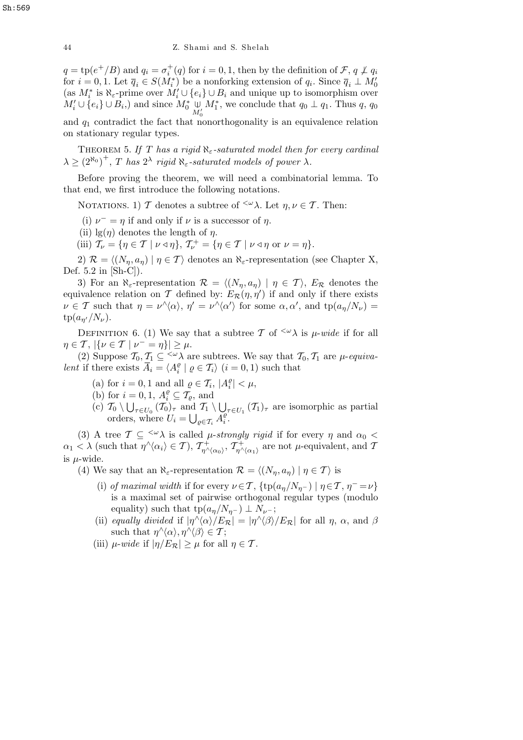$q = \mathrm{tp}(e^+/B)$ and $q_i = \sigma_i^+(q)$ for $i = 0, 1$, then by the definition of $\mathcal{F}$, $q \not\perp q_i$ for $i = 0, 1$. Let $\overline{q}_i \in S(M_i^*)$ be a nonforking extension of $q_i$. Since $\overline{q}_i \perp M_0'$ (as $M_i^*$ is $\aleph_\varepsilon$-prime over $M_i' \cup \{e_i\} \cup B_i$ and unique up to isomorphism over $M_i' \cup \{e_i\} \cup B_i$,) and since $M_0^* \underset{M_0'}{\cup} M_1^*$, we conclude that $q_0 \perp q_1$. Thus $q$, $q_0$ and $q_1$ contradict the fact that nonorthogonality is an equivalence relation on stationary regular types.

Theorem 5. *If $T$ has a rigid $\aleph_\varepsilon$-saturated model then for every cardinal $\lambda \geq (2^{\aleph_0})^+$, $T$ has $2^\lambda$ rigid $\aleph_\varepsilon$-saturated models of power $\lambda$.*

Before proving the theorem, we will need a combinatorial lemma. To that end, we first introduce the following notations.

Notations. 1) $\mathcal{T}$ denotes a subtree of ${}^{<\omega}\lambda$. Let $\eta, \nu \in \mathcal{T}$. Then:

(i) $\nu^- = \eta$ if and only if $\nu$ is a successor of $\eta$.

(ii) $\lg(\eta)$ denotes the length of $\eta$.

(iii) $\mathcal{T}_\nu = \{\eta \in \mathcal{T} \mid \nu \lhd \eta\}$, $\mathcal{T}_\nu^+ = \{\eta \in \mathcal{T} \mid \nu \lhd \eta \text{ or } \nu = \eta\}$.

2) $\mathcal{R} = \langle (N_\eta, a_\eta) \mid \eta \in \mathcal{T}\rangle$ denotes an $\aleph_\varepsilon$-representation (see Chapter X, Def. 5.2 in [Sh-C]).

3) For an $\aleph_\varepsilon$-representation $\mathcal{R} = \langle (N_\eta, a_\eta) \mid \eta \in \mathcal{T}\rangle$, $E_\mathcal{R}$ denotes the equivalence relation on $\mathcal{T}$ defined by: $E_\mathcal{R}(\eta, \eta')$ if and only if there exists $\nu \in \mathcal{T}$ such that $\eta = \nu^\wedge\langle\alpha\rangle$, $\eta' = \nu^\wedge\langle\alpha'\rangle$ for some $\alpha, \alpha'$, and $\mathrm{tp}(a_\eta/N_\nu) = \mathrm{tp}(a_{\eta'}/N_\nu)$.

Definition 6. (1) We say that a subtree $\mathcal{T}$ of ${}^{<\omega}\lambda$ is *$\mu$-wide* if for all $\eta \in \mathcal{T}$, $|\{\nu \in \mathcal{T} \mid \nu^- = \eta\}| \geq \mu$.

(2) Suppose $\mathcal{T}_0, \mathcal{T}_1 \subseteq {}^{<\omega}\lambda$ are subtrees. We say that $\mathcal{T}_0, \mathcal{T}_1$ are *$\mu$-equivalent* if there exists $\overline{A}_i = \langle A_i^\varrho \mid \varrho \in \mathcal{T}_i\rangle$ $(i = 0, 1)$ such that

(a) for $i = 0, 1$ and all $\varrho \in \mathcal{T}_i$, $|A_i^\varrho| < \mu$,

(b) for $i = 0, 1$, $A_i^\varrho \subseteq \mathcal{T}_\varrho$, and

(c) $\mathcal{T}_0 \setminus \bigcup_{\tau \in U_0} (\mathcal{T}_0)_\tau$ and $\mathcal{T}_1 \setminus \bigcup_{\tau \in U_1} (\mathcal{T}_1)_\tau$ are isomorphic as partial orders, where $U_i = \bigcup_{\varrho \in \mathcal{T}_i} A_i^\varrho$.

(3) A tree $\mathcal{T} \subseteq {}^{<\omega}\lambda$ is called *$\mu$-strongly rigid* if for every $\eta$ and $\alpha_0 < \alpha_1 < \lambda$ (such that $\eta^\wedge\langle\alpha_i\rangle \in \mathcal{T}$), $\mathcal{T}^+_{\eta^\wedge\langle\alpha_0\rangle}$, $\mathcal{T}^+_{\eta^\wedge\langle\alpha_1\rangle}$ are not $\mu$-equivalent, and $\mathcal{T}$ is $\mu$-wide.

(4) We say that an $\aleph_\varepsilon$-representation $\mathcal{R} = \langle (N_\eta, a_\eta) \mid \eta \in \mathcal{T}\rangle$ is

(i) *of maximal width* if for every $\nu \in \mathcal{T}$, $\{\mathrm{tp}(a_\eta/N_{\eta^-}) \mid \eta \in \mathcal{T}, \eta^- = \nu\}$ is a maximal set of pairwise orthogonal regular types (modulo equality) such that $\mathrm{tp}(a_\eta/N_{\eta^-}) \perp N_{\nu^-}$;

(ii) *equally divided* if $|\eta^\wedge\langle\alpha\rangle/E_\mathcal{R}| = |\eta^\wedge\langle\beta\rangle/E_\mathcal{R}|$ for all $\eta$, $\alpha$, and $\beta$ such that $\eta^\wedge\langle\alpha\rangle, \eta^\wedge\langle\beta\rangle \in \mathcal{T}$;

(iii) *$\mu$-wide* if $|\eta/E_\mathcal{R}| \geq \mu$ for all $\eta \in \mathcal{T}$.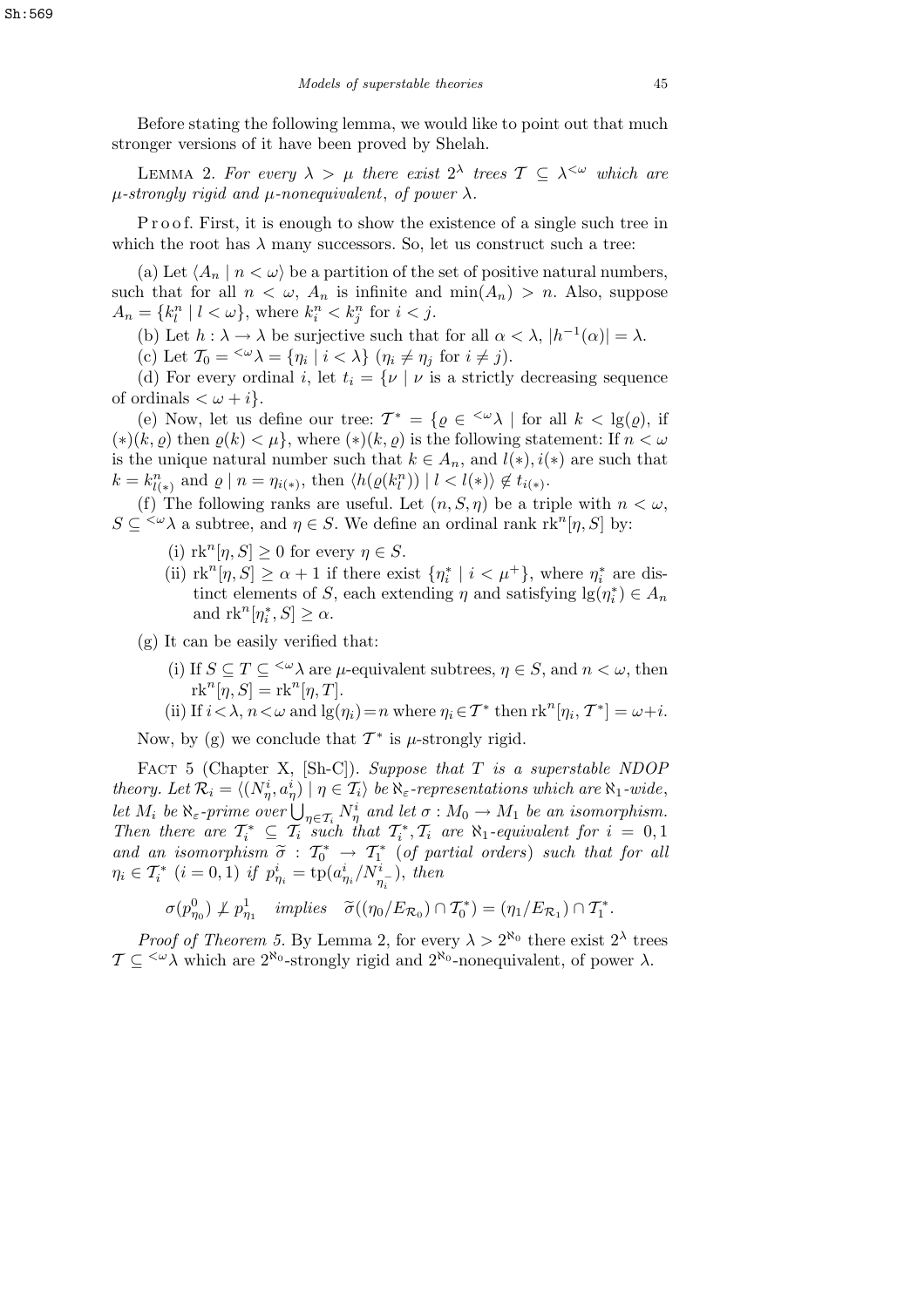Before stating the following lemma, we would like to point out that much stronger versions of it have been proved by Shelah.

LEMMA 2. *For every $\lambda > \mu$ there exist $2^\lambda$ trees $\mathcal{T} \subseteq \lambda^{<\omega}$ which are $\mu$-strongly rigid and $\mu$-nonequivalent, of power $\lambda$.*

Proof. First, it is enough to show the existence of a single such tree in which the root has $\lambda$ many successors. So, let us construct such a tree:

(a) Let $\langle A_n \mid n < \omega \rangle$ be a partition of the set of positive natural numbers, such that for all $n < \omega$, $A_n$ is infinite and $\min(A_n) > n$. Also, suppose $A_n = \{k^n_l \mid l < \omega\}$, where $k^n_i < k^n_j$ for $i < j$.

(b) Let $h : \lambda \to \lambda$ be surjective such that for all $\alpha < \lambda$, $|h^{-1}(\alpha)| = \lambda$.

(c) Let $\mathcal{T}_0 = {}^{<\omega}\lambda = \{\eta_i \mid i < \lambda\}$ ($\eta_i \neq \eta_j$ for $i \neq j$).

(d) For every ordinal $i$, let $t_i = \{\nu \mid \nu$ is a strictly decreasing sequence of ordinals $< \omega + i\}$.

(e) Now, let us define our tree: $\mathcal{T}^* = \{\varrho \in {}^{<\omega}\lambda \mid$ for all $k < \lg(\varrho)$, if $(*)(k, \varrho)$ then $\varrho(k) < \mu\}$, where $(*)(k, \varrho)$ is the following statement: If $n < \omega$ is the unique natural number such that $k \in A_n$, and $l(*), i(*)$ are such that $k = k^n_{l(*)}$ and $\varrho \restriction n = \eta_{i(*)}$, then $\langle h(\varrho(k^n_l)) \mid l < l(*)\rangle \notin t_{i(*)}$.

(f) The following ranks are useful. Let $(n, S, \eta)$ be a triple with $n < \omega$, $S \subseteq {}^{<\omega}\lambda$ a subtree, and $\eta \in S$. We define an ordinal rank $\mathrm{rk}^n[\eta, S]$ by:

- (i) $\mathrm{rk}^n[\eta, S] \geq 0$ for every $\eta \in S$.
- (ii) $\mathrm{rk}^n[\eta, S] \geq \alpha + 1$ if there exist $\{\eta^*_i \mid i < \mu^+\}$, where $\eta^*_i$ are distinct elements of $S$, each extending $\eta$ and satisfying $\lg(\eta^*_i) \in A_n$ and $\mathrm{rk}^n[\eta^*_i, S] \geq \alpha$.

(g) It can be easily verified that:

- (i) If $S \subseteq T \subseteq {}^{<\omega}\lambda$ are $\mu$-equivalent subtrees, $\eta \in S$, and $n < \omega$, then $\mathrm{rk}^n[\eta, S] = \mathrm{rk}^n[\eta, T]$.
- (ii) If $i < \lambda$, $n < \omega$ and $\lg(\eta_i) = n$ where $\eta_i \in \mathcal{T}^*$ then $\mathrm{rk}^n[\eta_i, \mathcal{T}^*] = \omega + i$.

Now, by (g) we conclude that $\mathcal{T}^*$ is $\mu$-strongly rigid.

FACT 5 (Chapter X, [Sh-C]). *Suppose that $T$ is a superstable NDOP theory. Let $\mathcal{R}_i = \langle (N^i_\eta, a^i_\eta) \mid \eta \in \mathcal{T}_i\rangle$ be $\aleph_\varepsilon$-representations which are $\aleph_1$-wide, let $M_i$ be $\aleph_\varepsilon$-prime over $\bigcup_{\eta \in \mathcal{T}_i} N^i_\eta$ and let $\sigma : M_0 \to M_1$ be an isomorphism. Then there are $\mathcal{T}^*_i \subseteq \mathcal{T}_i$ such that $\mathcal{T}^*_i, \mathcal{T}_i$ are $\aleph_1$-equivalent for $i = 0, 1$ and an isomorphism $\widetilde{\sigma} : \mathcal{T}^*_0 \to \mathcal{T}^*_1$ (of partial orders) such that for all $\eta_i \in \mathcal{T}^*_i$ ($i = 0, 1$) if $p^i_{\eta_i} = \mathrm{tp}(a^i_{\eta_i}/N^i_{\eta_i^-})$, then*

$$\sigma(p^0_{\eta_0}) \not\perp p^1_{\eta_1} \quad \textit{implies} \quad \widetilde{\sigma}((\eta_0/E_{\mathcal{R}_0}) \cap \mathcal{T}^*_0) = (\eta_1/E_{\mathcal{R}_1}) \cap \mathcal{T}^*_1.$$

*Proof of Theorem 5.* By Lemma 2, for every $\lambda > 2^{\aleph_0}$ there exist $2^\lambda$ trees $\mathcal{T} \subseteq {}^{<\omega}\lambda$ which are $2^{\aleph_0}$-strongly rigid and $2^{\aleph_0}$-nonequivalent, of power $\lambda$.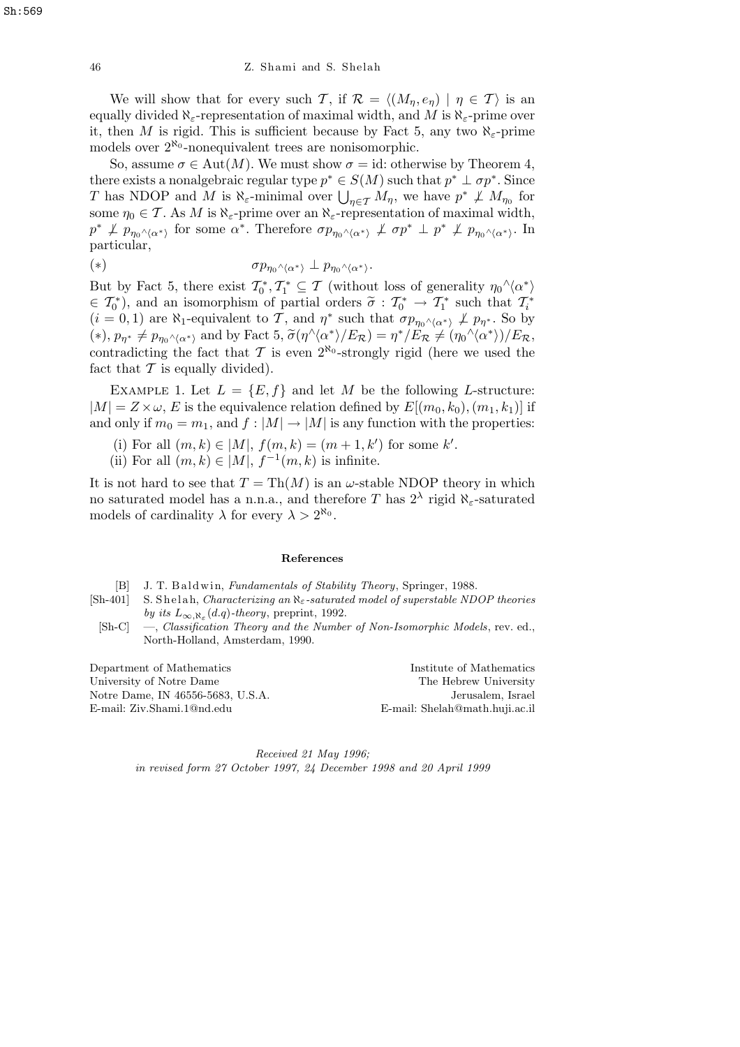We will show that for every such $\mathcal{T}$, if $\mathcal{R} = \langle (M_\eta, e_\eta) \mid \eta \in \mathcal{T} \rangle$ is an equally divided $\aleph_\varepsilon$-representation of maximal width, and $M$ is $\aleph_\varepsilon$-prime over it, then $M$ is rigid. This is sufficient because by Fact 5, any two $\aleph_\varepsilon$-prime models over $2^{\aleph_0}$-nonequivalent trees are nonisomorphic.

So, assume $\sigma \in \mathrm{Aut}(M)$. We must show $\sigma = \mathrm{id}$: otherwise by Theorem 4, there exists a nonalgebraic regular type $p^* \in S(M)$ such that $p^* \perp \sigma p^*$. Since $T$ has NDOP and $M$ is $\aleph_\varepsilon$-minimal over $\bigcup_{\eta \in \mathcal{T}} M_\eta$, we have $p^* \not\perp M_{\eta_0}$ for some $\eta_0 \in \mathcal{T}$. As $M$ is $\aleph_\varepsilon$-prime over an $\aleph_\varepsilon$-representation of maximal width, $p^* \not\perp p_{\eta_0{}^\wedge\langle\alpha^*\rangle}$ for some $\alpha^*$. Therefore $\sigma p_{\eta_0{}^\wedge\langle\alpha^*\rangle} \not\perp \sigma p^* \perp p^* \not\perp p_{\eta_0{}^\wedge\langle\alpha^*\rangle}$. In particular,

$$(*) \qquad \sigma p_{\eta_0{}^\wedge\langle\alpha^*\rangle} \perp p_{\eta_0{}^\wedge\langle\alpha^*\rangle}.$$

But by Fact 5, there exist $\mathcal{T}_0^*, \mathcal{T}_1^* \subseteq \mathcal{T}$ (without loss of generality $\eta_0{}^\wedge\langle\alpha^*\rangle \in \mathcal{T}_0^*$), and an isomorphism of partial orders $\widetilde{\sigma} : \mathcal{T}_0^* \to \mathcal{T}_1^*$ such that $\mathcal{T}_i^*$ ($i = 0, 1$) are $\aleph_1$-equivalent to $\mathcal{T}$, and $\eta^*$ such that $\sigma p_{\eta_0{}^\wedge\langle\alpha^*\rangle} \not\perp p_{\eta^*}$. So by $(*)$, $p_{\eta^*} \neq p_{\eta_0{}^\wedge\langle\alpha^*\rangle}$ and by Fact 5, $\widetilde{\sigma}(\eta{}^\wedge\langle\alpha^*\rangle/E_{\mathcal{R}}) = \eta^*/E_{\mathcal{R}} \neq (\eta_0{}^\wedge\langle\alpha^*\rangle)/E_{\mathcal{R}}$, contradicting the fact that $\mathcal{T}$ is even $2^{\aleph_0}$-strongly rigid (here we used the fact that $\mathcal{T}$ is equally divided).

Example 1. Let $L = \{E, f\}$ and let $M$ be the following $L$-structure: $|M| = Z \times \omega$, $E$ is the equivalence relation defined by $E[(m_0, k_0), (m_1, k_1)]$ if and only if $m_0 = m_1$, and $f : |M| \to |M|$ is any function with the properties:

(i) For all $(m, k) \in |M|$, $f(m, k) = (m + 1, k')$ for some $k'$.

(ii) For all $(m, k) \in |M|$, $f^{-1}(m, k)$ is infinite.

It is not hard to see that $T = \mathrm{Th}(M)$ is an $\omega$-stable NDOP theory in which no saturated model has a n.n.a., and therefore $T$ has $2^\lambda$ rigid $\aleph_\varepsilon$-saturated models of cardinality $\lambda$ for every $\lambda > 2^{\aleph_0}$.

## References

[B] J. T. Baldwin, *Fundamentals of Stability Theory*, Springer, 1988.

[Sh-401] S. Shelah, *Characterizing an $\aleph_\varepsilon$-saturated model of superstable NDOP theories by its $L_{\infty,\aleph_\varepsilon}(d.q)$-theory*, preprint, 1992.

[Sh-C] —, *Classification Theory and the Number of Non-Isomorphic Models*, rev. ed., North-Holland, Amsterdam, 1990.

Department of Mathematics
University of Notre Dame
Notre Dame, IN 46556-5683, U.S.A.
E-mail: Ziv.Shami.1@nd.edu

Institute of Mathematics
The Hebrew University
Jerusalem, Israel
E-mail: Shelah@math.huji.ac.il

*Received 21 May 1996;*
*in revised form 27 October 1997, 24 December 1998 and 20 April 1999*